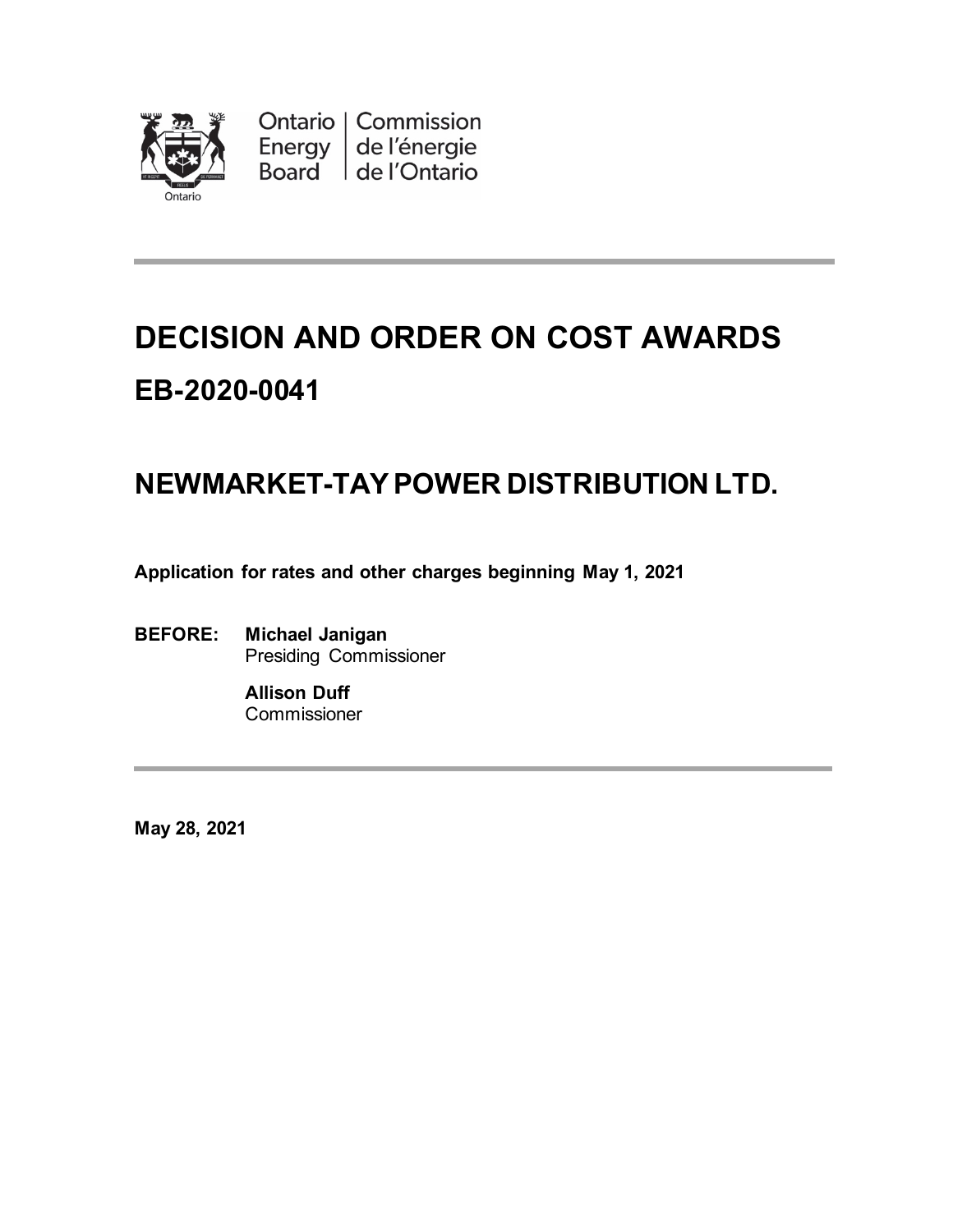Ontario Energy Board | Commission de l'énergie de l'Ontario

# DECISION AND ORDER ON COST AWARDS

## EB-2020-0041

## NEWMARKET-TAY POWER DISTRIBUTION LTD.

**Application for rates and other charges beginning May 1, 2021**

**BEFORE:** **Michael Janigan**
Presiding Commissioner

**Allison Duff**
Commissioner

**May 28, 2021**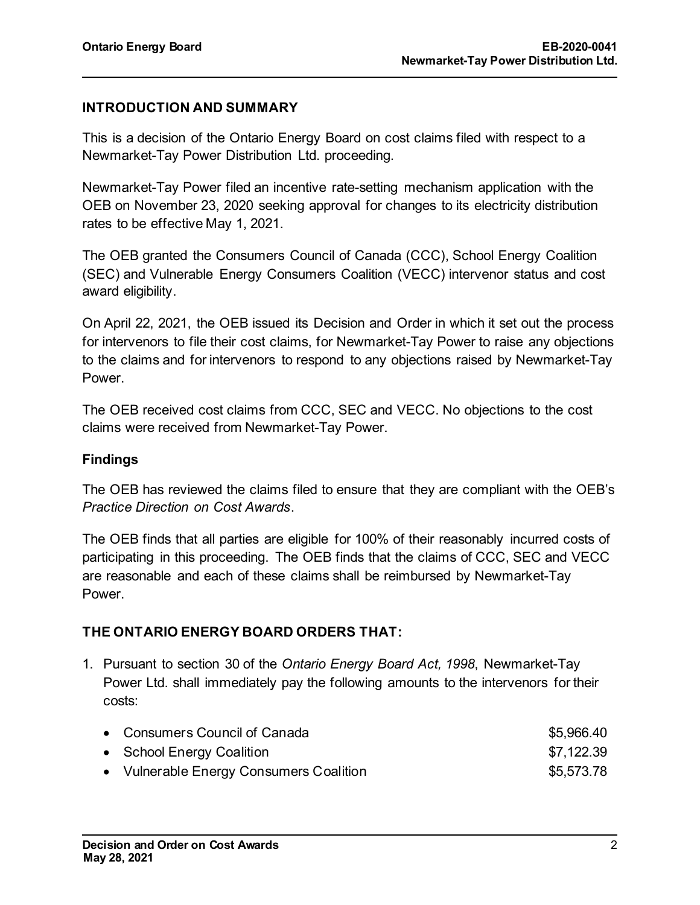## INTRODUCTION AND SUMMARY

This is a decision of the Ontario Energy Board on cost claims filed with respect to a Newmarket-Tay Power Distribution Ltd. proceeding.

Newmarket-Tay Power filed an incentive rate-setting mechanism application with the OEB on November 23, 2020 seeking approval for changes to its electricity distribution rates to be effective May 1, 2021.

The OEB granted the Consumers Council of Canada (CCC), School Energy Coalition (SEC) and Vulnerable Energy Consumers Coalition (VECC) intervenor status and cost award eligibility.

On April 22, 2021, the OEB issued its Decision and Order in which it set out the process for intervenors to file their cost claims, for Newmarket-Tay Power to raise any objections to the claims and for intervenors to respond to any objections raised by Newmarket-Tay Power.

The OEB received cost claims from CCC, SEC and VECC. No objections to the cost claims were received from Newmarket-Tay Power.

### Findings

The OEB has reviewed the claims filed to ensure that they are compliant with the OEB's *Practice Direction on Cost Awards*.

The OEB finds that all parties are eligible for 100% of their reasonably incurred costs of participating in this proceeding. The OEB finds that the claims of CCC, SEC and VECC are reasonable and each of these claims shall be reimbursed by Newmarket-Tay Power.

## THE ONTARIO ENERGY BOARD ORDERS THAT:

1. Pursuant to section 30 of the *Ontario Energy Board Act, 1998*, Newmarket-Tay Power Ltd. shall immediately pay the following amounts to the intervenors for their costs:

   - Consumers Council of Canada $5,966.40
   - School Energy Coalition $7,122.39
   - Vulnerable Energy Consumers Coalition $5,573.78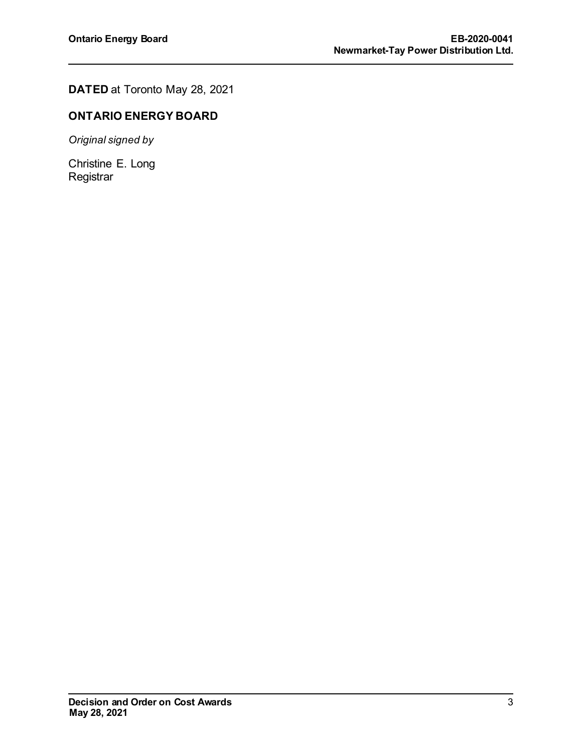**DATED** at Toronto May 28, 2021

**ONTARIO ENERGY BOARD**

*Original signed by*

Christine E. Long
Registrar